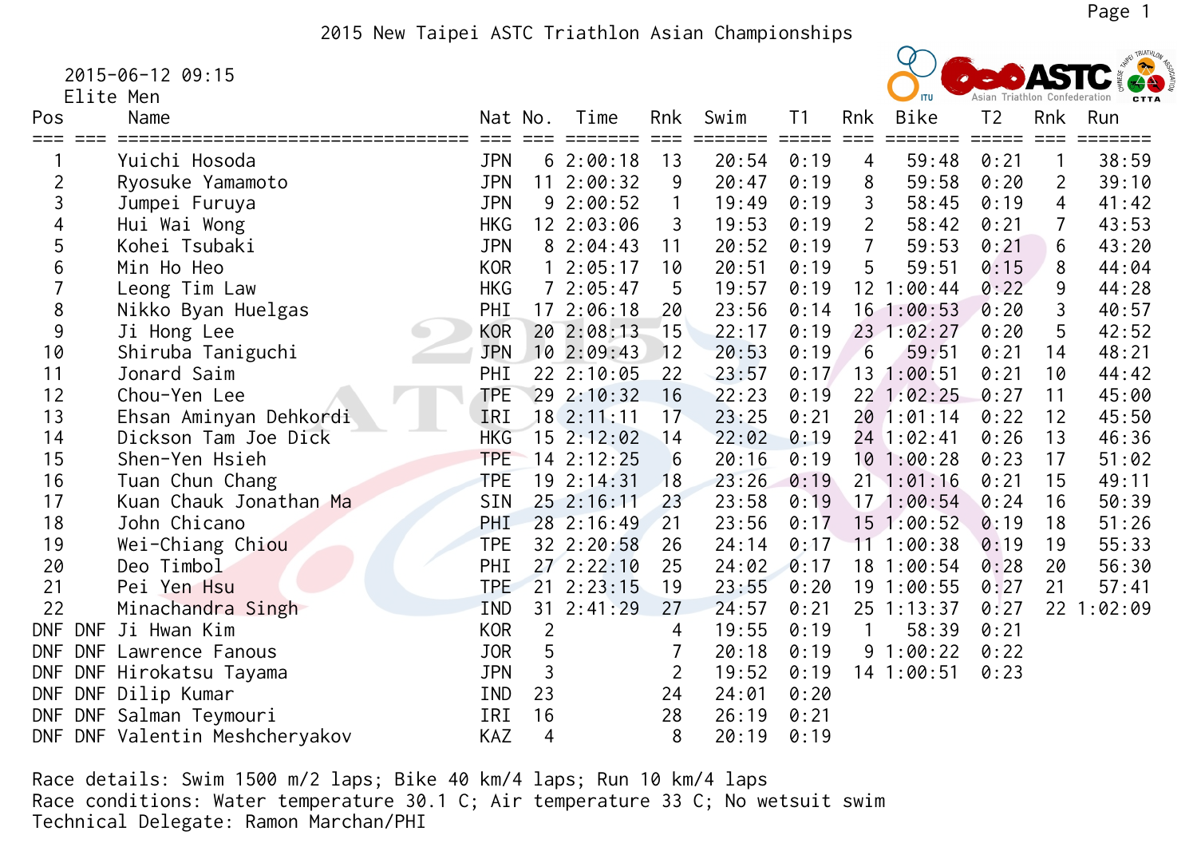# 2015 New Taipei ASTC Triathlon Asian Championships

2015-06-12 09:15

Elite Men

| Pos |  | Name | Nat | No. | Time | Rnk | Swim | T1 | Rnk | Bike | T2 | Rnk | Run |
|---|---|---|---|---|---|---|---|---|---|---|---|---|---|
| 1 |  | Yuichi Hosoda | JPN | 6 | 2:00:18 | 13 | 20:54 | 0:19 | 4 | 59:48 | 0:21 | 1 | 38:59 |
| 2 |  | Ryosuke Yamamoto | JPN | 11 | 2:00:32 | 9 | 20:47 | 0:19 | 8 | 59:58 | 0:20 | 2 | 39:10 |
| 3 |  | Jumpei Furuya | JPN | 9 | 2:00:52 | 1 | 19:49 | 0:19 | 3 | 58:45 | 0:19 | 4 | 41:42 |
| 4 |  | Hui Wai Wong | HKG | 12 | 2:03:06 | 3 | 19:53 | 0:19 | 2 | 58:42 | 0:21 | 7 | 43:53 |
| 5 |  | Kohei Tsubaki | JPN | 8 | 2:04:43 | 11 | 20:52 | 0:19 | 7 | 59:53 | 0:21 | 6 | 43:20 |
| 6 |  | Min Ho Heo | KOR | 1 | 2:05:17 | 10 | 20:51 | 0:19 | 5 | 59:51 | 0:15 | 8 | 44:04 |
| 7 |  | Leong Tim Law | HKG | 7 | 2:05:47 | 5 | 19:57 | 0:19 | 12 | 1:00:44 | 0:22 | 9 | 44:28 |
| 8 |  | Nikko Byan Huelgas | PHI | 17 | 2:06:18 | 20 | 23:56 | 0:14 | 16 | 1:00:53 | 0:20 | 3 | 40:57 |
| 9 |  | Ji Hong Lee | KOR | 20 | 2:08:13 | 15 | 22:17 | 0:19 | 23 | 1:02:27 | 0:20 | 5 | 42:52 |
| 10 |  | Shiruba Taniguchi | JPN | 10 | 2:09:43 | 12 | 20:53 | 0:19 | 6 | 59:51 | 0:21 | 14 | 48:21 |
| 11 |  | Jonard Saim | PHI | 22 | 2:10:05 | 22 | 23:57 | 0:17 | 13 | 1:00:51 | 0:21 | 10 | 44:42 |
| 12 |  | Chou-Yen Lee | TPE | 29 | 2:10:32 | 16 | 22:23 | 0:19 | 22 | 1:02:25 | 0:27 | 11 | 45:00 |
| 13 |  | Ehsan Aminyan Dehkordi | IRI | 18 | 2:11:11 | 17 | 23:25 | 0:21 | 20 | 1:01:14 | 0:22 | 12 | 45:50 |
| 14 |  | Dickson Tam Joe Dick | HKG | 15 | 2:12:02 | 14 | 22:02 | 0:19 | 24 | 1:02:41 | 0:26 | 13 | 46:36 |
| 15 |  | Shen-Yen Hsieh | TPE | 14 | 2:12:25 | 6 | 20:16 | 0:19 | 10 | 1:00:28 | 0:23 | 17 | 51:02 |
| 16 |  | Tuan Chun Chang | TPE | 19 | 2:14:31 | 18 | 23:26 | 0:19 | 21 | 1:01:16 | 0:21 | 15 | 49:11 |
| 17 |  | Kuan Chauk Jonathan Ma | SIN | 25 | 2:16:11 | 23 | 23:58 | 0:19 | 17 | 1:00:54 | 0:24 | 16 | 50:39 |
| 18 |  | John Chicano | PHI | 28 | 2:16:49 | 21 | 23:56 | 0:17 | 15 | 1:00:52 | 0:19 | 18 | 51:26 |
| 19 |  | Wei-Chiang Chiou | TPE | 32 | 2:20:58 | 26 | 24:14 | 0:17 | 11 | 1:00:38 | 0:19 | 19 | 55:33 |
| 20 |  | Deo Timbol | PHI | 27 | 2:22:10 | 25 | 24:02 | 0:17 | 18 | 1:00:54 | 0:28 | 20 | 56:30 |
| 21 |  | Pei Yen Hsu | TPE | 21 | 2:23:15 | 19 | 23:55 | 0:20 | 19 | 1:00:55 | 0:27 | 21 | 57:41 |
| 22 |  | Minachandra Singh | IND | 31 | 2:41:29 | 27 | 24:57 | 0:21 | 25 | 1:13:37 | 0:27 | 22 | 1:02:09 |
| DNF | DNF | Ji Hwan Kim | KOR | 2 |  | 4 | 19:55 | 0:19 | 1 | 58:39 | 0:21 |  |  |
| DNF | DNF | Lawrence Fanous | JOR | 5 |  | 7 | 20:18 | 0:19 | 9 | 1:00:22 | 0:22 |  |  |
| DNF | DNF | Hirokatsu Tayama | JPN | 3 |  | 2 | 19:52 | 0:19 | 14 | 1:00:51 | 0:23 |  |  |
| DNF | DNF | Dilip Kumar | IND | 23 |  | 24 | 24:01 | 0:20 |  |  |  |  |  |
| DNF | DNF | Salman Teymouri | IRI | 16 |  | 28 | 26:19 | 0:21 |  |  |  |  |  |
| DNF | DNF | Valentin Meshcheryakov | KAZ | 4 |  | 8 | 20:19 | 0:19 |  |  |  |  |  |

Race details: Swim 1500 m/2 laps; Bike 40 km/4 laps; Run 10 km/4 laps

Race conditions: Water temperature 30.1 C; Air temperature 33 C; No wetsuit swim

Technical Delegate: Ramon Marchan/PHI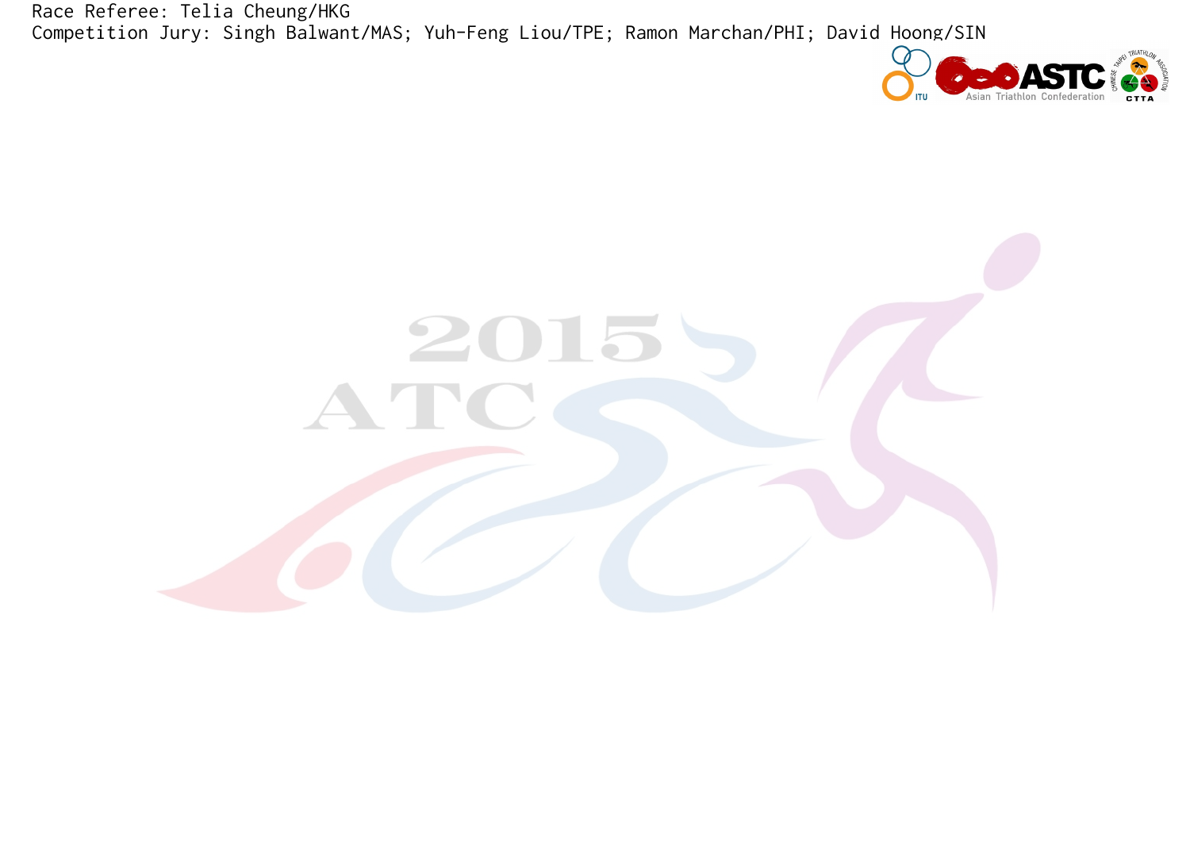Race Referee: Telia Cheung/HKG

Competition Jury: Singh Balwant/MAS; Yuh-Feng Liou/TPE; Ramon Marchan/PHI; David Hoong/SIN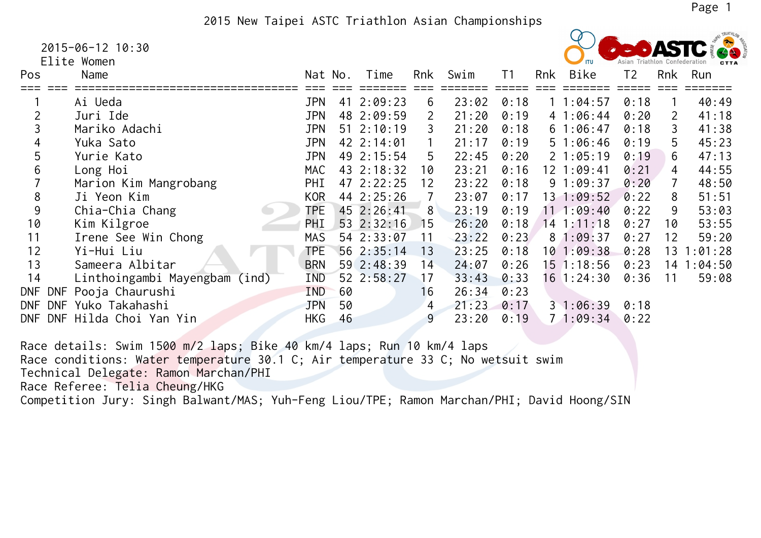2015 New Taipei ASTC Triathlon Asian Championships

2015-06-12 10:30

Elite Women

| Pos | | Name | Nat | No. | Time | Rnk | Swim | T1 | Rnk | Bike | T2 | Rnk | Run |
|---|---|---|---|---|---|---|---|---|---|---|---|---|---|
| 1 | | Ai Ueda | JPN | 41 | 2:09:23 | 6 | 23:02 | 0:18 | 1 | 1:04:57 | 0:18 | 1 | 40:49 |
| 2 | | Juri Ide | JPN | 48 | 2:09:59 | 2 | 21:20 | 0:19 | 4 | 1:06:44 | 0:20 | 2 | 41:18 |
| 3 | | Mariko Adachi | JPN | 51 | 2:10:19 | 3 | 21:20 | 0:18 | 6 | 1:06:47 | 0:18 | 3 | 41:38 |
| 4 | | Yuka Sato | JPN | 42 | 2:14:01 | 1 | 21:17 | 0:19 | 5 | 1:06:46 | 0:19 | 5 | 45:23 |
| 5 | | Yurie Kato | JPN | 49 | 2:15:54 | 5 | 22:45 | 0:20 | 2 | 1:05:19 | 0:19 | 6 | 47:13 |
| 6 | | Long Hoi | MAC | 43 | 2:18:32 | 10 | 23:21 | 0:16 | 12 | 1:09:41 | 0:21 | 4 | 44:55 |
| 7 | | Marion Kim Mangrobang | PHI | 47 | 2:22:25 | 12 | 23:22 | 0:18 | 9 | 1:09:37 | 0:20 | 7 | 48:50 |
| 8 | | Ji Yeon Kim | KOR | 44 | 2:25:26 | 7 | 23:07 | 0:17 | 13 | 1:09:52 | 0:22 | 8 | 51:51 |
| 9 | | Chia-Chia Chang | TPE | 45 | 2:26:41 | 8 | 23:19 | 0:19 | 11 | 1:09:40 | 0:22 | 9 | 53:03 |
| 10 | | Kim Kilgroe | PHI | 53 | 2:32:16 | 15 | 26:20 | 0:18 | 14 | 1:11:18 | 0:27 | 10 | 53:55 |
| 11 | | Irene See Win Chong | MAS | 54 | 2:33:07 | 11 | 23:22 | 0:23 | 8 | 1:09:37 | 0:27 | 12 | 59:20 |
| 12 | | Yi-Hui Liu | TPE | 56 | 2:35:14 | 13 | 23:25 | 0:18 | 10 | 1:09:38 | 0:28 | 13 | 1:01:28 |
| 13 | | Sameera Albitar | BRN | 59 | 2:48:39 | 14 | 24:07 | 0:26 | 15 | 1:18:56 | 0:23 | 14 | 1:04:50 |
| 14 | | Linthoingambi Mayengbam (ind) | IND | 52 | 2:58:27 | 17 | 33:43 | 0:33 | 16 | 1:24:30 | 0:36 | 11 | 59:08 |
| DNF | DNF | Pooja Chaurushi | IND | 60 | | 16 | 26:34 | 0:23 | | | | | |
| DNF | DNF | Yuko Takahashi | JPN | 50 | | 4 | 21:23 | 0:17 | 3 | 1:06:39 | 0:18 | | |
| DNF | DNF | Hilda Choi Yan Yin | HKG | 46 | | 9 | 23:20 | 0:19 | 7 | 1:09:34 | 0:22 | | |

Race details: Swim 1500 m/2 laps; Bike 40 km/4 laps; Run 10 km/4 laps

Race conditions: Water temperature 30.1 C; Air temperature 33 C; No wetsuit swim

Technical Delegate: Ramon Marchan/PHI

Race Referee: Telia Cheung/HKG

Competition Jury: Singh Balwant/MAS; Yuh-Feng Liou/TPE; Ramon Marchan/PHI; David Hoong/SIN